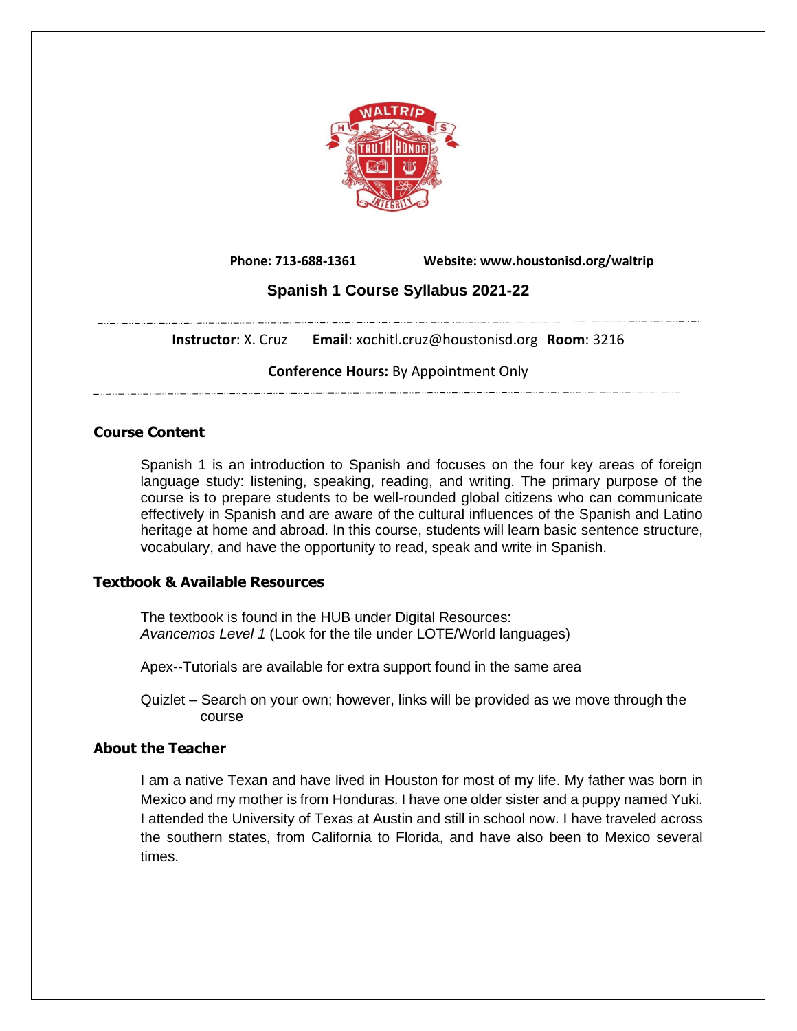**Phone: 713-688-1361** **Website: www.houstonisd.org/waltrip**

# Spanish 1 Course Syllabus 2021-22

**Instructor**: X. Cruz **Email**: xochitl.cruz@houstonisd.org **Room**: 3216

**Conference Hours:** By Appointment Only

## Course Content

Spanish 1 is an introduction to Spanish and focuses on the four key areas of foreign language study: listening, speaking, reading, and writing. The primary purpose of the course is to prepare students to be well-rounded global citizens who can communicate effectively in Spanish and are aware of the cultural influences of the Spanish and Latino heritage at home and abroad. In this course, students will learn basic sentence structure, vocabulary, and have the opportunity to read, speak and write in Spanish.

## Textbook & Available Resources

The textbook is found in the HUB under Digital Resources:
*Avancemos Level 1* (Look for the tile under LOTE/World languages)

Apex--Tutorials are available for extra support found in the same area

Quizlet – Search on your own; however, links will be provided as we move through the course

## About the Teacher

I am a native Texan and have lived in Houston for most of my life. My father was born in Mexico and my mother is from Honduras. I have one older sister and a puppy named Yuki. I attended the University of Texas at Austin and still in school now. I have traveled across the southern states, from California to Florida, and have also been to Mexico several times.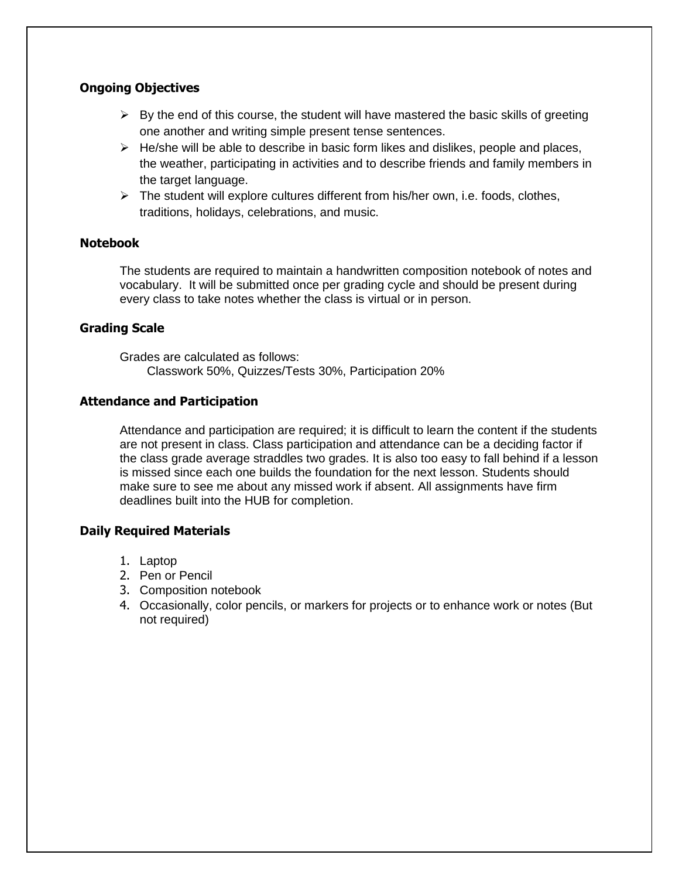### Ongoing Objectives

- By the end of this course, the student will have mastered the basic skills of greeting one another and writing simple present tense sentences.
- He/she will be able to describe in basic form likes and dislikes, people and places, the weather, participating in activities and to describe friends and family members in the target language.
- The student will explore cultures different from his/her own, i.e. foods, clothes, traditions, holidays, celebrations, and music.

### Notebook

The students are required to maintain a handwritten composition notebook of notes and vocabulary. It will be submitted once per grading cycle and should be present during every class to take notes whether the class is virtual or in person.

### Grading Scale

Grades are calculated as follows:
Classwork 50%, Quizzes/Tests 30%, Participation 20%

### Attendance and Participation

Attendance and participation are required; it is difficult to learn the content if the students are not present in class. Class participation and attendance can be a deciding factor if the class grade average straddles two grades. It is also too easy to fall behind if a lesson is missed since each one builds the foundation for the next lesson. Students should make sure to see me about any missed work if absent. All assignments have firm deadlines built into the HUB for completion.

### Daily Required Materials

1. Laptop
2. Pen or Pencil
3. Composition notebook
4. Occasionally, color pencils, or markers for projects or to enhance work or notes (But not required)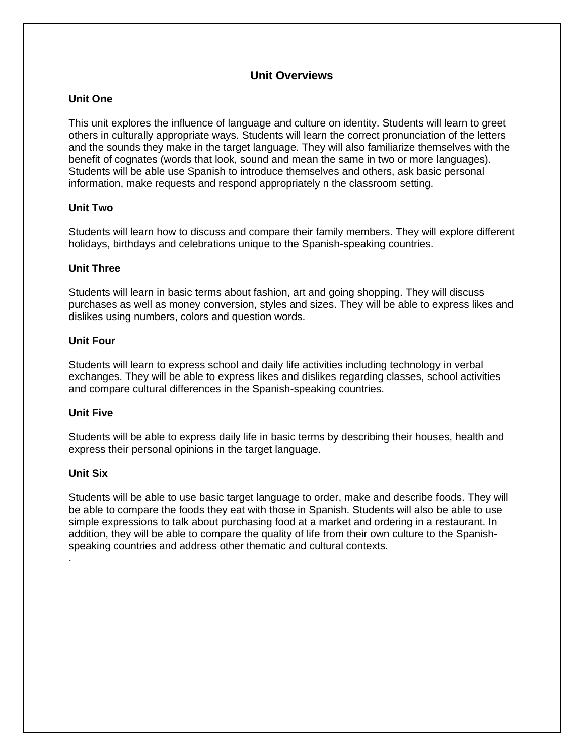# Unit Overviews

## Unit One

This unit explores the influence of language and culture on identity. Students will learn to greet others in culturally appropriate ways. Students will learn the correct pronunciation of the letters and the sounds they make in the target language. They will also familiarize themselves with the benefit of cognates (words that look, sound and mean the same in two or more languages). Students will be able use Spanish to introduce themselves and others, ask basic personal information, make requests and respond appropriately n the classroom setting.

## Unit Two

Students will learn how to discuss and compare their family members. They will explore different holidays, birthdays and celebrations unique to the Spanish-speaking countries.

## Unit Three

Students will learn in basic terms about fashion, art and going shopping. They will discuss purchases as well as money conversion, styles and sizes. They will be able to express likes and dislikes using numbers, colors and question words.

## Unit Four

Students will learn to express school and daily life activities including technology in verbal exchanges. They will be able to express likes and dislikes regarding classes, school activities and compare cultural differences in the Spanish-speaking countries.

## Unit Five

Students will be able to express daily life in basic terms by describing their houses, health and express their personal opinions in the target language.

## Unit Six

Students will be able to use basic target language to order, make and describe foods. They will be able to compare the foods they eat with those in Spanish. Students will also be able to use simple expressions to talk about purchasing food at a market and ordering in a restaurant. In addition, they will be able to compare the quality of life from their own culture to the Spanish-speaking countries and address other thematic and cultural contexts.
.